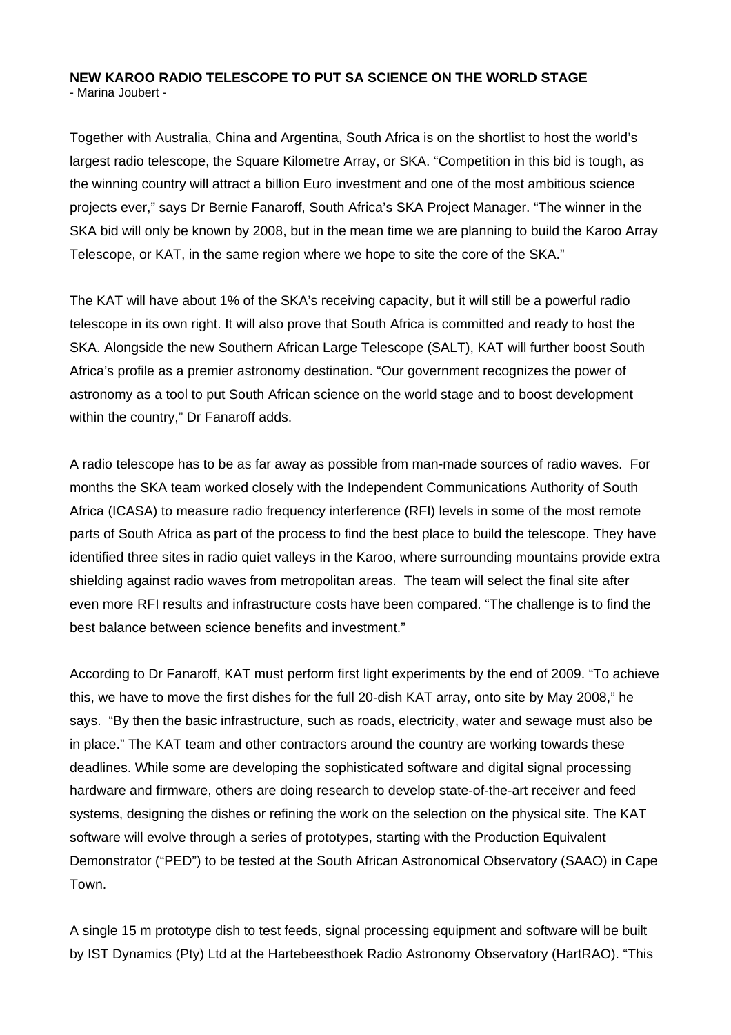**NEW KAROO RADIO TELESCOPE TO PUT SA SCIENCE ON THE WORLD STAGE**
- Marina Joubert -

Together with Australia, China and Argentina, South Africa is on the shortlist to host the world's largest radio telescope, the Square Kilometre Array, or SKA. "Competition in this bid is tough, as the winning country will attract a billion Euro investment and one of the most ambitious science projects ever," says Dr Bernie Fanaroff, South Africa's SKA Project Manager. "The winner in the SKA bid will only be known by 2008, but in the mean time we are planning to build the Karoo Array Telescope, or KAT, in the same region where we hope to site the core of the SKA."

The KAT will have about 1% of the SKA's receiving capacity, but it will still be a powerful radio telescope in its own right. It will also prove that South Africa is committed and ready to host the SKA. Alongside the new Southern African Large Telescope (SALT), KAT will further boost South Africa's profile as a premier astronomy destination. "Our government recognizes the power of astronomy as a tool to put South African science on the world stage and to boost development within the country," Dr Fanaroff adds.

A radio telescope has to be as far away as possible from man-made sources of radio waves. For months the SKA team worked closely with the Independent Communications Authority of South Africa (ICASA) to measure radio frequency interference (RFI) levels in some of the most remote parts of South Africa as part of the process to find the best place to build the telescope. They have identified three sites in radio quiet valleys in the Karoo, where surrounding mountains provide extra shielding against radio waves from metropolitan areas. The team will select the final site after even more RFI results and infrastructure costs have been compared. "The challenge is to find the best balance between science benefits and investment."

According to Dr Fanaroff, KAT must perform first light experiments by the end of 2009. "To achieve this, we have to move the first dishes for the full 20-dish KAT array, onto site by May 2008," he says. "By then the basic infrastructure, such as roads, electricity, water and sewage must also be in place." The KAT team and other contractors around the country are working towards these deadlines. While some are developing the sophisticated software and digital signal processing hardware and firmware, others are doing research to develop state-of-the-art receiver and feed systems, designing the dishes or refining the work on the selection on the physical site. The KAT software will evolve through a series of prototypes, starting with the Production Equivalent Demonstrator ("PED") to be tested at the South African Astronomical Observatory (SAAO) in Cape Town.

A single 15 m prototype dish to test feeds, signal processing equipment and software will be built by IST Dynamics (Pty) Ltd at the Hartebeesthoek Radio Astronomy Observatory (HartRAO). "This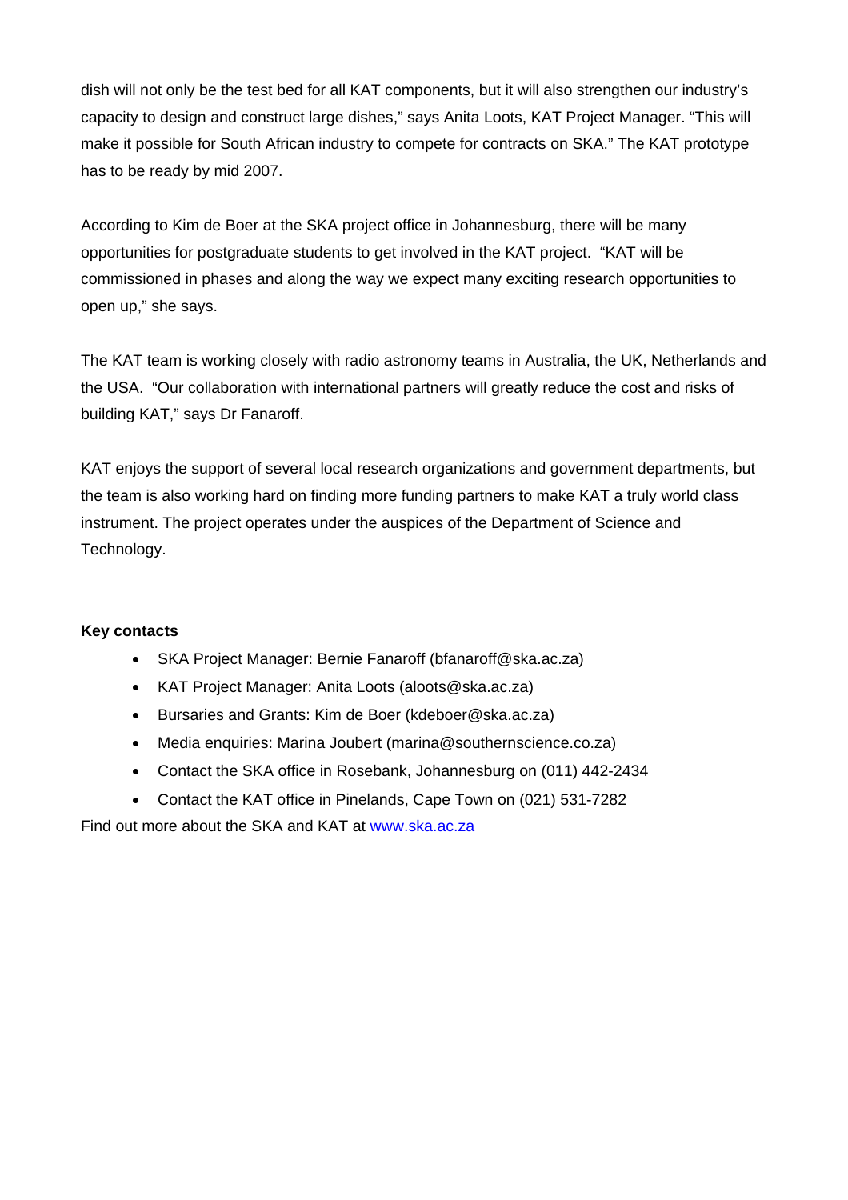dish will not only be the test bed for all KAT components, but it will also strengthen our industry's capacity to design and construct large dishes," says Anita Loots, KAT Project Manager. "This will make it possible for South African industry to compete for contracts on SKA." The KAT prototype has to be ready by mid 2007.

According to Kim de Boer at the SKA project office in Johannesburg, there will be many opportunities for postgraduate students to get involved in the KAT project. "KAT will be commissioned in phases and along the way we expect many exciting research opportunities to open up," she says.

The KAT team is working closely with radio astronomy teams in Australia, the UK, Netherlands and the USA. "Our collaboration with international partners will greatly reduce the cost and risks of building KAT," says Dr Fanaroff.

KAT enjoys the support of several local research organizations and government departments, but the team is also working hard on finding more funding partners to make KAT a truly world class instrument. The project operates under the auspices of the Department of Science and Technology.

**Key contacts**

- SKA Project Manager: Bernie Fanaroff (bfanaroff@ska.ac.za)
- KAT Project Manager: Anita Loots (aloots@ska.ac.za)
- Bursaries and Grants: Kim de Boer (kdeboer@ska.ac.za)
- Media enquiries: Marina Joubert (marina@southernscience.co.za)
- Contact the SKA office in Rosebank, Johannesburg on (011) 442-2434
- Contact the KAT office in Pinelands, Cape Town on (021) 531-7282

Find out more about the SKA and KAT at [www.ska.ac.za](http://www.ska.ac.za)